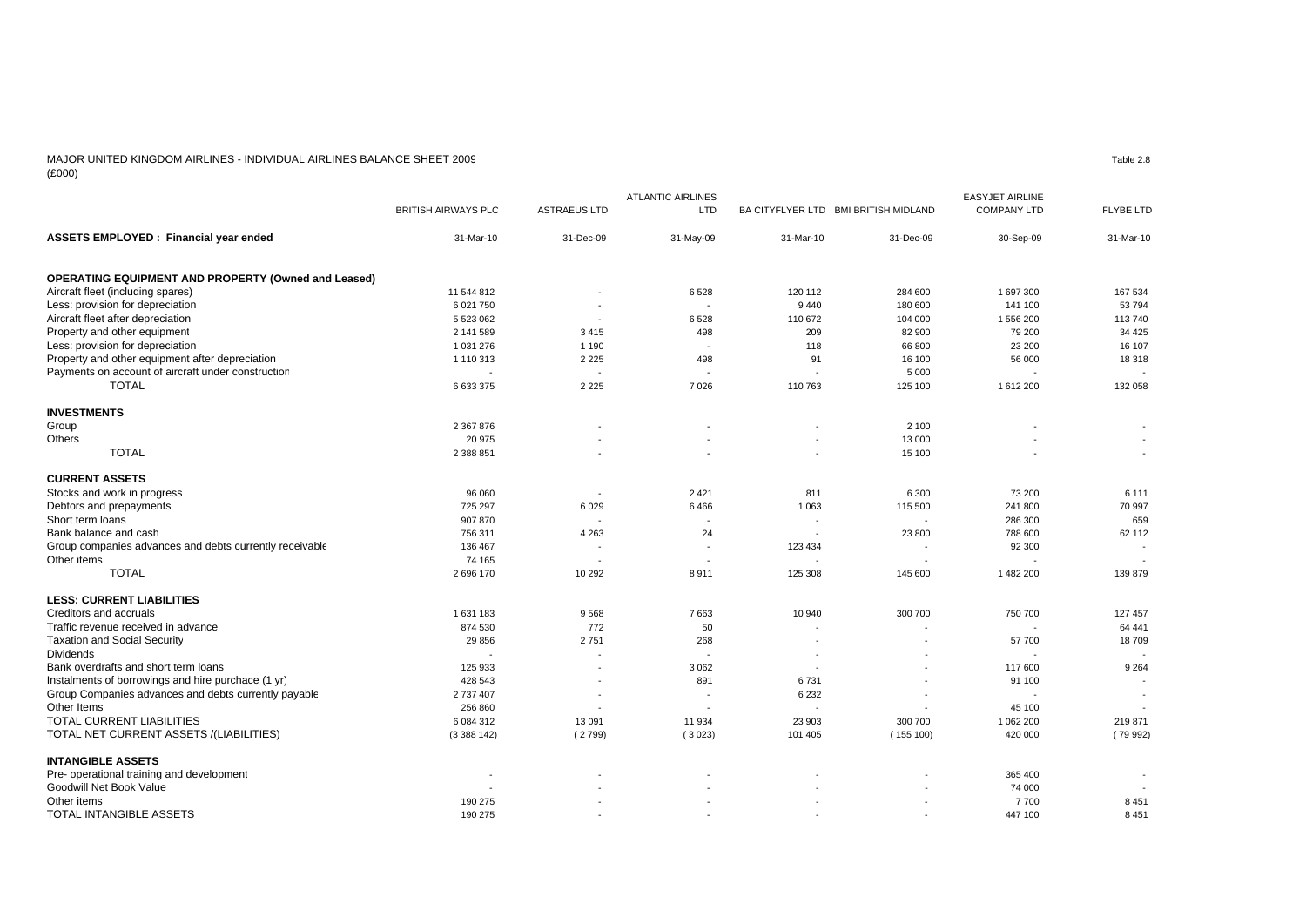MAJOR UNITED KINGDOM AIRLINES - INDIVIDUAL AIRLINES BALANCE SHEET 2009

Table 2.8

(£000)

| | BRITISH AIRWAYS PLC | ASTRAEUS LTD | ATLANTIC AIRLINES LTD | BA CITYFLYER LTD | BMI BRITISH MIDLAND | EASYJET AIRLINE COMPANY LTD | FLYBE LTD |
|---|---|---|---|---|---|---|---|
| **ASSETS EMPLOYED : Financial year ended** | 31-Mar-10 | 31-Dec-09 | 31-May-09 | 31-Mar-10 | 31-Dec-09 | 30-Sep-09 | 31-Mar-10 |
| **OPERATING EQUIPMENT AND PROPERTY (Owned and Leased)** | | | | | | | |
| Aircraft fleet (including spares) | 11 544 812 | - | 6 528 | 120 112 | 284 600 | 1 697 300 | 167 534 |
| Less: provision for depreciation | 6 021 750 | - | - | 9 440 | 180 600 | 141 100 | 53 794 |
| Aircraft fleet after depreciation | 5 523 062 | - | 6 528 | 110 672 | 104 000 | 1 556 200 | 113 740 |
| Property and other equipment | 2 141 589 | 3 415 | 498 | 209 | 82 900 | 79 200 | 34 425 |
| Less: provision for depreciation | 1 031 276 | 1 190 | - | 118 | 66 800 | 23 200 | 16 107 |
| Property and other equipment after depreciation | 1 110 313 | 2 225 | 498 | 91 | 16 100 | 56 000 | 18 318 |
| Payments on account of aircraft under construction | - | - | - | - | 5 000 | - | - |
| TOTAL | 6 633 375 | 2 225 | 7 026 | 110 763 | 125 100 | 1 612 200 | 132 058 |
| **INVESTMENTS** | | | | | | | |
| Group | 2 367 876 | - | - | - | 2 100 | - | - |
| Others | 20 975 | - | - | - | 13 000 | - | - |
| TOTAL | 2 388 851 | - | - | - | 15 100 | - | - |
| **CURRENT ASSETS** | | | | | | | |
| Stocks and work in progress | 96 060 | - | 2 421 | 811 | 6 300 | 73 200 | 6 111 |
| Debtors and prepayments | 725 297 | 6 029 | 6 466 | 1 063 | 115 500 | 241 800 | 70 997 |
| Short term loans | 907 870 | - | - | - | - | 286 300 | 659 |
| Bank balance and cash | 756 311 | 4 263 | 24 | - | 23 800 | 788 600 | 62 112 |
| Group companies advances and debts currently receivable | 136 467 | - | - | 123 434 | - | 92 300 | - |
| Other items | 74 165 | - | - | - | - | - | - |
| TOTAL | 2 696 170 | 10 292 | 8 911 | 125 308 | 145 600 | 1 482 200 | 139 879 |
| **LESS: CURRENT LIABILITIES** | | | | | | | |
| Creditors and accruals | 1 631 183 | 9 568 | 7 663 | 10 940 | 300 700 | 750 700 | 127 457 |
| Traffic revenue received in advance | 874 530 | 772 | 50 | - | - | - | 64 441 |
| Taxation and Social Security | 29 856 | 2 751 | 268 | - | - | 57 700 | 18 709 |
| Dividends | - | - | - | - | - | - | - |
| Bank overdrafts and short term loans | 125 933 | - | 3 062 | - | - | 117 600 | 9 264 |
| Instalments of borrowings and hire purchace (1 yr) | 428 543 | - | 891 | 6 731 | - | 91 100 | - |
| Group Companies advances and debts currently payable | 2 737 407 | - | - | 6 232 | - | - | - |
| Other Items | 256 860 | - | - | - | - | 45 100 | - |
| TOTAL CURRENT LIABILITIES | 6 084 312 | 13 091 | 11 934 | 23 903 | 300 700 | 1 062 200 | 219 871 |
| TOTAL NET CURRENT ASSETS /(LIABILITIES) | (3 388 142) | ( 2 799) | ( 3 023) | 101 405 | ( 155 100) | 420 000 | ( 79 992) |
| **INTANGIBLE ASSETS** | | | | | | | |
| Pre- operational training and development | - | - | - | - | - | 365 400 | - |
| Goodwill Net Book Value | - | - | - | - | - | 74 000 | - |
| Other items | 190 275 | - | - | - | - | 7 700 | 8 451 |
| TOTAL INTANGIBLE ASSETS | 190 275 | - | - | - | - | 447 100 | 8 451 |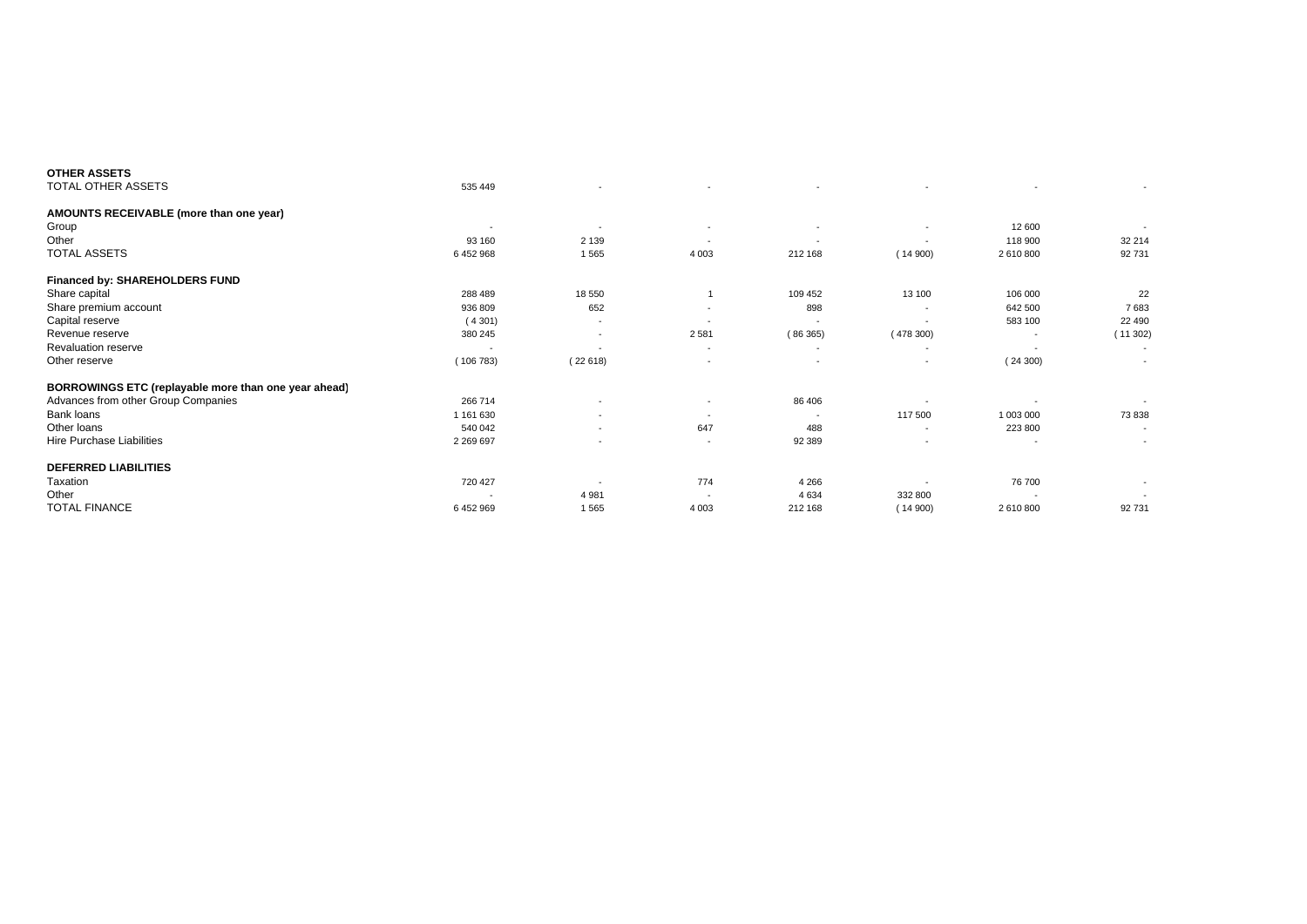| | | | | | | | |
|---|---|---|---|---|---|---|---|
| **OTHER ASSETS** | | | | | | | |
| TOTAL OTHER ASSETS | 535 449 | - | - | - | - | - | - |
| **AMOUNTS RECEIVABLE (more than one year)** | | | | | | | |
| Group | - | - | - | - | - | 12 600 | - |
| Other | 93 160 | 2 139 | - | - | - | 118 900 | 32 214 |
| TOTAL ASSETS | 6 452 968 | 1 565 | 4 003 | 212 168 | ( 14 900) | 2 610 800 | 92 731 |
| **Financed by: SHAREHOLDERS FUND** | | | | | | | |
| Share capital | 288 489 | 18 550 | 1 | 109 452 | 13 100 | 106 000 | 22 |
| Share premium account | 936 809 | 652 | - | 898 | - | 642 500 | 7 683 |
| Capital reserve | ( 4 301) | - | - | - | - | 583 100 | 22 490 |
| Revenue reserve | 380 245 | - | 2 581 | ( 86 365) | ( 478 300) | - | ( 11 302) |
| Revaluation reserve | - | - | - | - | - | - | - |
| Other reserve | ( 106 783) | ( 22 618) | - | - | - | ( 24 300) | - |
| **BORROWINGS ETC (replayable more than one year ahead)** | | | | | | | |
| Advances from other Group Companies | 266 714 | - | - | 86 406 | - | - | - |
| Bank loans | 1 161 630 | - | - | - | 117 500 | 1 003 000 | 73 838 |
| Other loans | 540 042 | - | 647 | 488 | - | 223 800 | - |
| Hire Purchase Liabilities | 2 269 697 | - | - | 92 389 | - | - | - |
| **DEFERRED LIABILITIES** | | | | | | | |
| Taxation | 720 427 | - | 774 | 4 266 | - | 76 700 | - |
| Other | - | 4 981 | - | 4 634 | 332 800 | - | - |
| TOTAL FINANCE | 6 452 969 | 1 565 | 4 003 | 212 168 | ( 14 900) | 2 610 800 | 92 731 |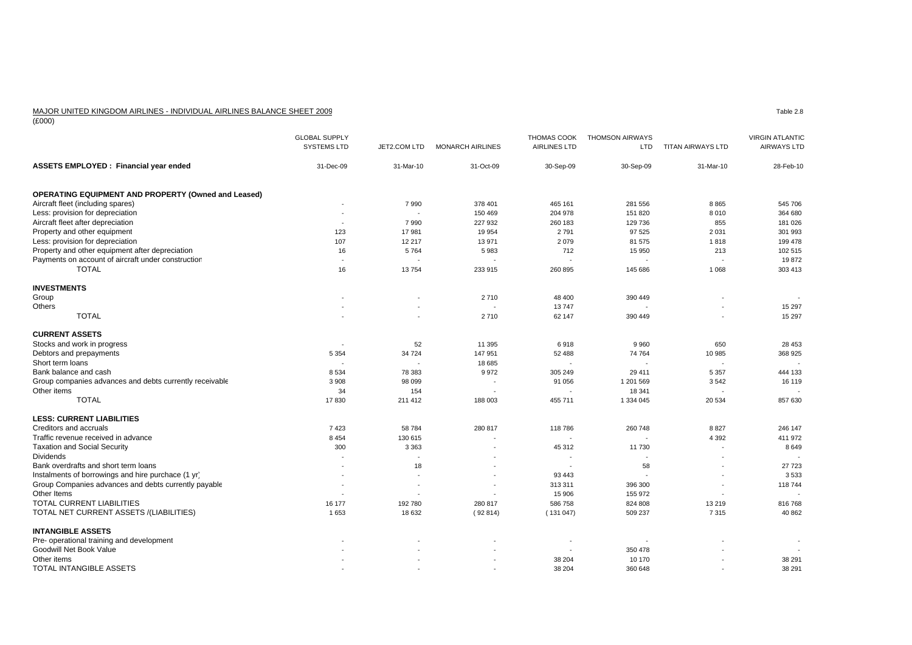MAJOR UNITED KINGDOM AIRLINES - INDIVIDUAL AIRLINES BALANCE SHEET 2009

Table 2.8

(£000)

| | GLOBAL SUPPLY SYSTEMS LTD | JET2.COM LTD | MONARCH AIRLINES | THOMAS COOK AIRLINES LTD | THOMSON AIRWAYS LTD | TITAN AIRWAYS LTD | VIRGIN ATLANTIC AIRWAYS LTD |
|---|---|---|---|---|---|---|---|
| **ASSETS EMPLOYED : Financial year ended** | 31-Dec-09 | 31-Mar-10 | 31-Oct-09 | 30-Sep-09 | 30-Sep-09 | 31-Mar-10 | 28-Feb-10 |
| **OPERATING EQUIPMENT AND PROPERTY (Owned and Leased)** | | | | | | | |
| Aircraft fleet (including spares) | - | 7 990 | 378 401 | 465 161 | 281 556 | 8 865 | 545 706 |
| Less: provision for depreciation | - | - | 150 469 | 204 978 | 151 820 | 8 010 | 364 680 |
| Aircraft fleet after depreciation | - | 7 990 | 227 932 | 260 183 | 129 736 | 855 | 181 026 |
| Property and other equipment | 123 | 17 981 | 19 954 | 2 791 | 97 525 | 2 031 | 301 993 |
| Less: provision for depreciation | 107 | 12 217 | 13 971 | 2 079 | 81 575 | 1 818 | 199 478 |
| Property and other equipment after depreciation | 16 | 5 764 | 5 983 | 712 | 15 950 | 213 | 102 515 |
| Payments on account of aircraft under construction | - | - | - | - | - | - | 19 872 |
| TOTAL | 16 | 13 754 | 233 915 | 260 895 | 145 686 | 1 068 | 303 413 |
| **INVESTMENTS** | | | | | | | |
| Group | - | - | 2 710 | 48 400 | 390 449 | - | - |
| Others | - | - | - | 13 747 | - | - | 15 297 |
| TOTAL | - | - | 2 710 | 62 147 | 390 449 | - | 15 297 |
| **CURRENT ASSETS** | | | | | | | |
| Stocks and work in progress | - | 52 | 11 395 | 6 918 | 9 960 | 650 | 28 453 |
| Debtors and prepayments | 5 354 | 34 724 | 147 951 | 52 488 | 74 764 | 10 985 | 368 925 |
| Short term loans | - | - | 18 685 | - | - | - | - |
| Bank balance and cash | 8 534 | 78 383 | 9 972 | 305 249 | 29 411 | 5 357 | 444 133 |
| Group companies advances and debts currently receivable | 3 908 | 98 099 | - | 91 056 | 1 201 569 | 3 542 | 16 119 |
| Other items | 34 | 154 | - | - | 18 341 | - | - |
| TOTAL | 17 830 | 211 412 | 188 003 | 455 711 | 1 334 045 | 20 534 | 857 630 |
| **LESS: CURRENT LIABILITIES** | | | | | | | |
| Creditors and accruals | 7 423 | 58 784 | 280 817 | 118 786 | 260 748 | 8 827 | 246 147 |
| Traffic revenue received in advance | 8 454 | 130 615 | - | - | - | 4 392 | 411 972 |
| Taxation and Social Security | 300 | 3 363 | - | 45 312 | 11 730 | - | 8 649 |
| Dividends | - | - | - | - | - | - | - |
| Bank overdrafts and short term loans | - | 18 | - | - | 58 | - | 27 723 |
| Instalments of borrowings and hire purchace (1 yr) | - | - | - | 93 443 | - | - | 3 533 |
| Group Companies advances and debts currently payable | - | - | - | 313 311 | 396 300 | - | 118 744 |
| Other Items | - | - | - | 15 906 | 155 972 | - | - |
| TOTAL CURRENT LIABILITIES | 16 177 | 192 780 | 280 817 | 586 758 | 824 808 | 13 219 | 816 768 |
| TOTAL NET CURRENT ASSETS /(LIABILITIES) | 1 653 | 18 632 | ( 92 814) | ( 131 047) | 509 237 | 7 315 | 40 862 |
| **INTANGIBLE ASSETS** | | | | | | | |
| Pre- operational training and development | - | - | - | - | - | - | - |
| Goodwill Net Book Value | - | - | - | - | 350 478 | - | - |
| Other items | - | - | - | 38 204 | 10 170 | - | 38 291 |
| TOTAL INTANGIBLE ASSETS | - | - | - | 38 204 | 360 648 | - | 38 291 |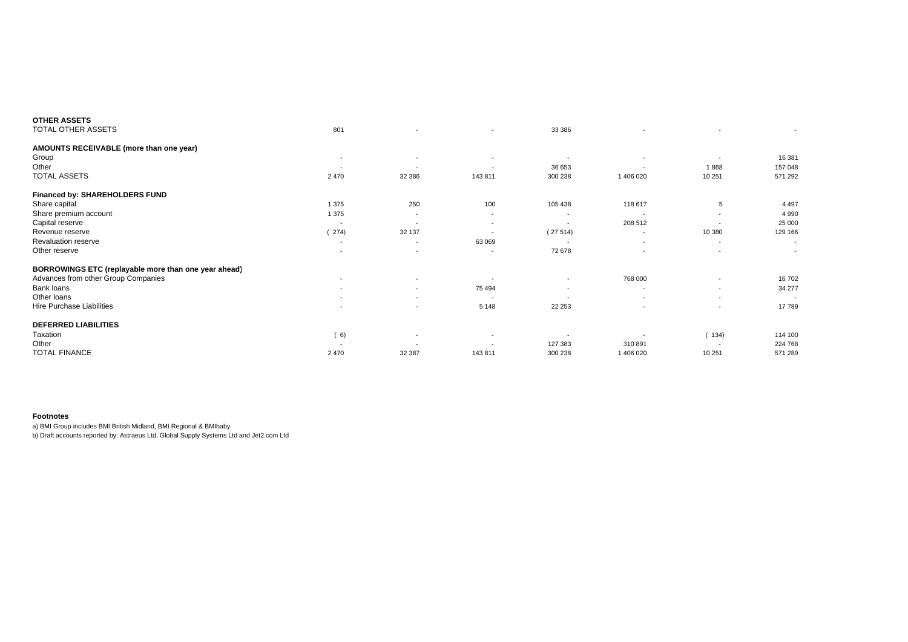| | | | | | | | |
|---|---|---|---|---|---|---|---|
| **OTHER ASSETS** | | | | | | | |
| TOTAL OTHER ASSETS | 801 | - | - | 33 386 | - | - | - |
| **AMOUNTS RECEIVABLE (more than one year)** | | | | | | | |
| Group | - | - | - | - | - | - | 16 381 |
| Other | - | - | - | 36 653 | - | 1 868 | 157 048 |
| TOTAL ASSETS | 2 470 | 32 386 | 143 811 | 300 238 | 1 406 020 | 10 251 | 571 292 |
| **Financed by: SHAREHOLDERS FUND** | | | | | | | |
| Share capital | 1 375 | 250 | 100 | 105 438 | 118 617 | 5 | 4 497 |
| Share premium account | 1 375 | - | - | - | - | - | 4 990 |
| Capital reserve | - | - | - | - | 208 512 | - | 25 000 |
| Revenue reserve | ( 274) | 32 137 | - | ( 27 514) | - | 10 380 | 129 166 |
| Revaluation reserve | - | - | 63 069 | - | - | - | - |
| Other reserve | - | - | - | 72 678 | - | - | - |
| **BORROWINGS ETC (replayable more than one year ahead)** | | | | | | | |
| Advances from other Group Companies | - | - | - | - | 768 000 | - | 16 702 |
| Bank loans | - | - | 75 494 | - | - | - | 34 277 |
| Other loans | - | - | - | - | - | - | - |
| Hire Purchase Liabilities | - | - | 5 148 | 22 253 | - | - | 17 789 |
| **DEFERRED LIABILITIES** | | | | | | | |
| Taxation | ( 6) | - | - | - | - | ( 134) | 114 100 |
| Other | - | - | - | 127 383 | 310 891 | - | 224 768 |
| TOTAL FINANCE | 2 470 | 32 387 | 143 811 | 300 238 | 1 406 020 | 10 251 | 571 289 |

**Footnotes**

a) BMI Group includes BMI British Midland, BMI Regional & BMIbaby

b) Draft accounts reported by: Astraeus Ltd, Global Supply Systems Ltd and Jet2.com Ltd